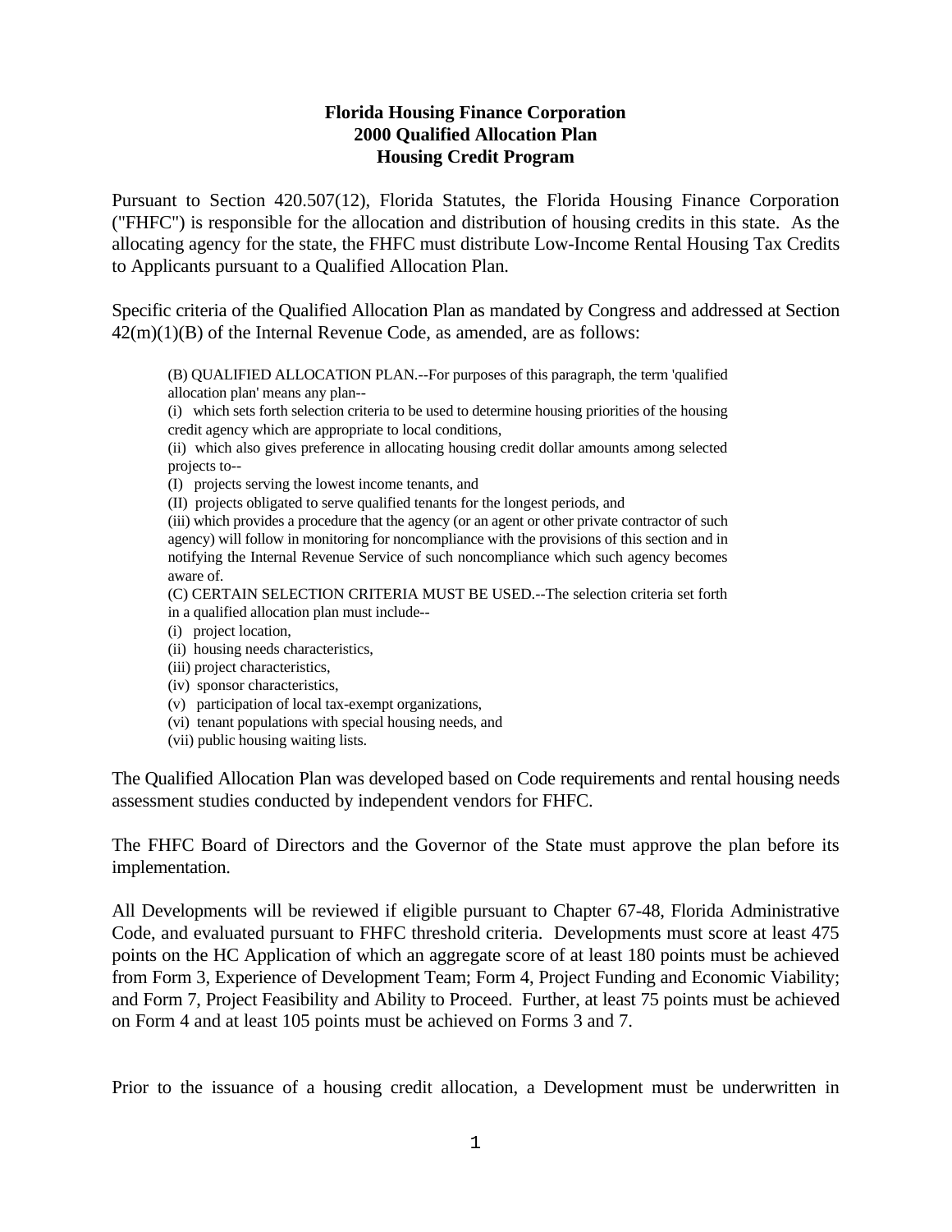# Florida Housing Finance Corporation
# 2000 Qualified Allocation Plan
# Housing Credit Program

Pursuant to Section 420.507(12), Florida Statutes, the Florida Housing Finance Corporation ("FHFC") is responsible for the allocation and distribution of housing credits in this state. As the allocating agency for the state, the FHFC must distribute Low-Income Rental Housing Tax Credits to Applicants pursuant to a Qualified Allocation Plan.

Specific criteria of the Qualified Allocation Plan as mandated by Congress and addressed at Section 42(m)(1)(B) of the Internal Revenue Code, as amended, are as follows:

> (B) QUALIFIED ALLOCATION PLAN.--For purposes of this paragraph, the term 'qualified allocation plan' means any plan--
> (i) which sets forth selection criteria to be used to determine housing priorities of the housing credit agency which are appropriate to local conditions,
> (ii) which also gives preference in allocating housing credit dollar amounts among selected projects to--
> (I) projects serving the lowest income tenants, and
> (II) projects obligated to serve qualified tenants for the longest periods, and
> (iii) which provides a procedure that the agency (or an agent or other private contractor of such agency) will follow in monitoring for noncompliance with the provisions of this section and in notifying the Internal Revenue Service of such noncompliance which such agency becomes aware of.
> (C) CERTAIN SELECTION CRITERIA MUST BE USED.--The selection criteria set forth in a qualified allocation plan must include--
> (i) project location,
> (ii) housing needs characteristics,
> (iii) project characteristics,
> (iv) sponsor characteristics,
> (v) participation of local tax-exempt organizations,
> (vi) tenant populations with special housing needs, and
> (vii) public housing waiting lists.

The Qualified Allocation Plan was developed based on Code requirements and rental housing needs assessment studies conducted by independent vendors for FHFC.

The FHFC Board of Directors and the Governor of the State must approve the plan before its implementation.

All Developments will be reviewed if eligible pursuant to Chapter 67-48, Florida Administrative Code, and evaluated pursuant to FHFC threshold criteria. Developments must score at least 475 points on the HC Application of which an aggregate score of at least 180 points must be achieved from Form 3, Experience of Development Team; Form 4, Project Funding and Economic Viability; and Form 7, Project Feasibility and Ability to Proceed. Further, at least 75 points must be achieved on Form 4 and at least 105 points must be achieved on Forms 3 and 7.

Prior to the issuance of a housing credit allocation, a Development must be underwritten in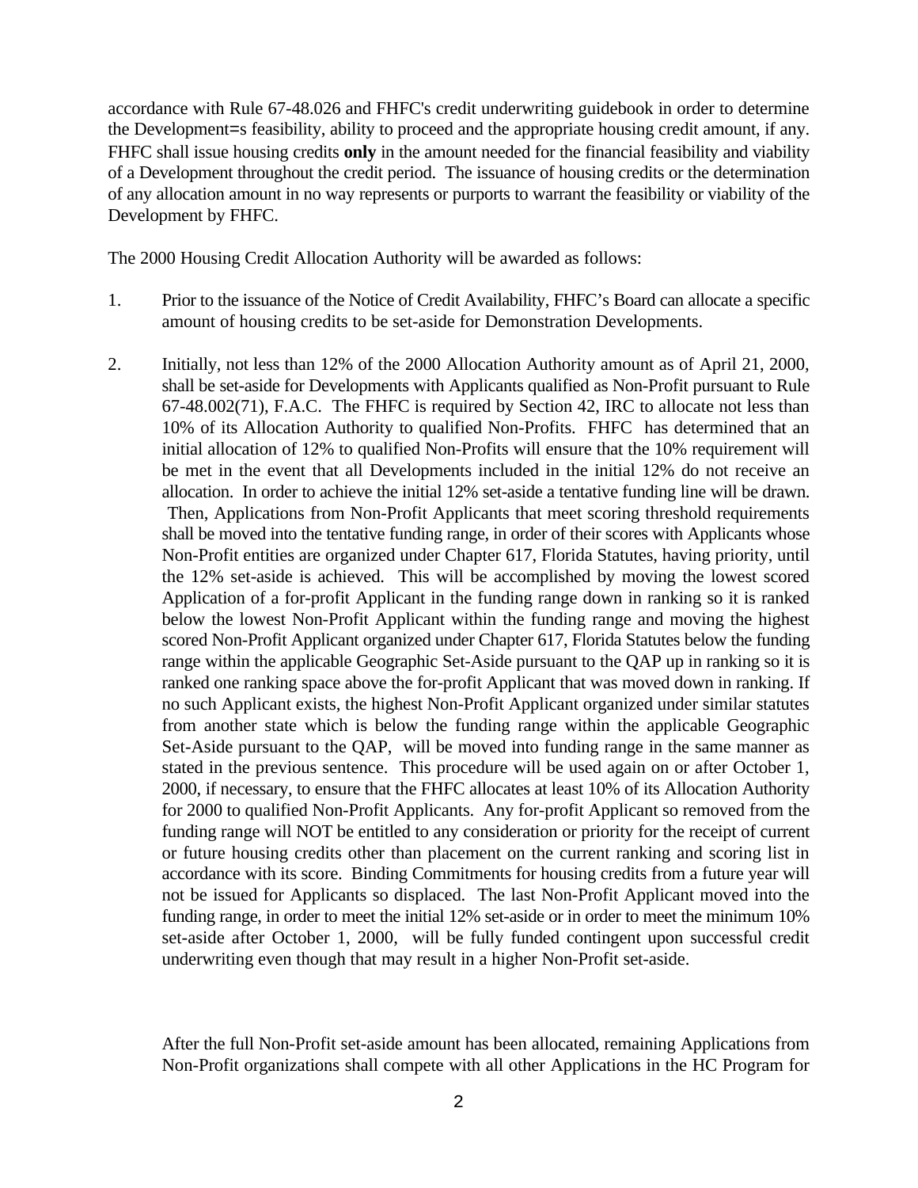accordance with Rule 67-48.026 and FHFC's credit underwriting guidebook in order to determine the Development=s feasibility, ability to proceed and the appropriate housing credit amount, if any. FHFC shall issue housing credits **only** in the amount needed for the financial feasibility and viability of a Development throughout the credit period. The issuance of housing credits or the determination of any allocation amount in no way represents or purports to warrant the feasibility or viability of the Development by FHFC.

The 2000 Housing Credit Allocation Authority will be awarded as follows:

1. Prior to the issuance of the Notice of Credit Availability, FHFC's Board can allocate a specific amount of housing credits to be set-aside for Demonstration Developments.

2. Initially, not less than 12% of the 2000 Allocation Authority amount as of April 21, 2000, shall be set-aside for Developments with Applicants qualified as Non-Profit pursuant to Rule 67-48.002(71), F.A.C. The FHFC is required by Section 42, IRC to allocate not less than 10% of its Allocation Authority to qualified Non-Profits. FHFC has determined that an initial allocation of 12% to qualified Non-Profits will ensure that the 10% requirement will be met in the event that all Developments included in the initial 12% do not receive an allocation. In order to achieve the initial 12% set-aside a tentative funding line will be drawn. Then, Applications from Non-Profit Applicants that meet scoring threshold requirements shall be moved into the tentative funding range, in order of their scores with Applicants whose Non-Profit entities are organized under Chapter 617, Florida Statutes, having priority, until the 12% set-aside is achieved. This will be accomplished by moving the lowest scored Application of a for-profit Applicant in the funding range down in ranking so it is ranked below the lowest Non-Profit Applicant within the funding range and moving the highest scored Non-Profit Applicant organized under Chapter 617, Florida Statutes below the funding range within the applicable Geographic Set-Aside pursuant to the QAP up in ranking so it is ranked one ranking space above the for-profit Applicant that was moved down in ranking. If no such Applicant exists, the highest Non-Profit Applicant organized under similar statutes from another state which is below the funding range within the applicable Geographic Set-Aside pursuant to the QAP, will be moved into funding range in the same manner as stated in the previous sentence. This procedure will be used again on or after October 1, 2000, if necessary, to ensure that the FHFC allocates at least 10% of its Allocation Authority for 2000 to qualified Non-Profit Applicants. Any for-profit Applicant so removed from the funding range will NOT be entitled to any consideration or priority for the receipt of current or future housing credits other than placement on the current ranking and scoring list in accordance with its score. Binding Commitments for housing credits from a future year will not be issued for Applicants so displaced. The last Non-Profit Applicant moved into the funding range, in order to meet the initial 12% set-aside or in order to meet the minimum 10% set-aside after October 1, 2000, will be fully funded contingent upon successful credit underwriting even though that may result in a higher Non-Profit set-aside.

   After the full Non-Profit set-aside amount has been allocated, remaining Applications from Non-Profit organizations shall compete with all other Applications in the HC Program for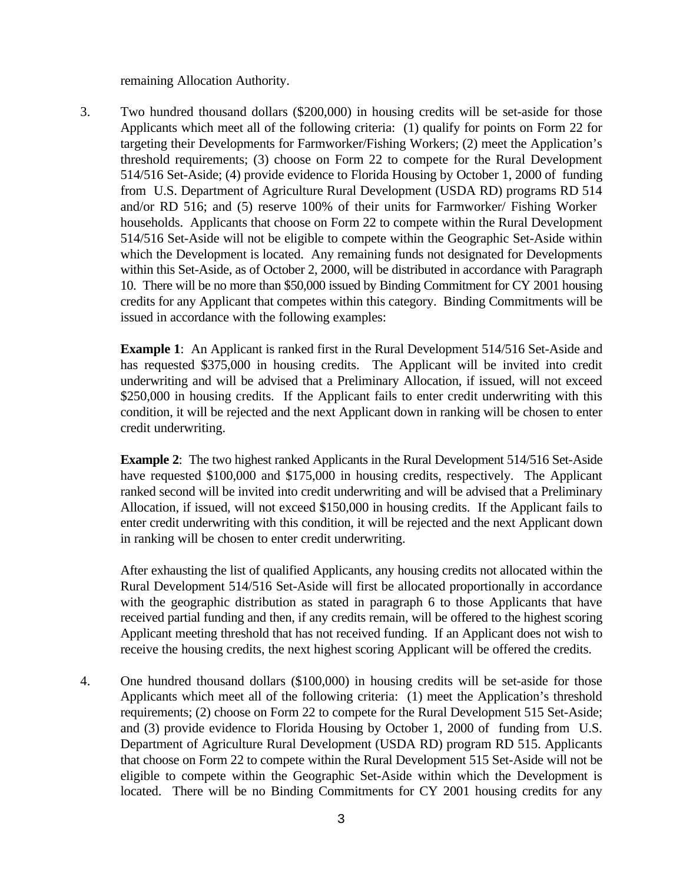remaining Allocation Authority.

3. Two hundred thousand dollars ($200,000) in housing credits will be set-aside for those Applicants which meet all of the following criteria: (1) qualify for points on Form 22 for targeting their Developments for Farmworker/Fishing Workers; (2) meet the Application's threshold requirements; (3) choose on Form 22 to compete for the Rural Development 514/516 Set-Aside; (4) provide evidence to Florida Housing by October 1, 2000 of funding from U.S. Department of Agriculture Rural Development (USDA RD) programs RD 514 and/or RD 516; and (5) reserve 100% of their units for Farmworker/ Fishing Worker households. Applicants that choose on Form 22 to compete within the Rural Development 514/516 Set-Aside will not be eligible to compete within the Geographic Set-Aside within which the Development is located. Any remaining funds not designated for Developments within this Set-Aside, as of October 2, 2000, will be distributed in accordance with Paragraph 10. There will be no more than $50,000 issued by Binding Commitment for CY 2001 housing credits for any Applicant that competes within this category. Binding Commitments will be issued in accordance with the following examples:

   **Example 1**: An Applicant is ranked first in the Rural Development 514/516 Set-Aside and has requested $375,000 in housing credits. The Applicant will be invited into credit underwriting and will be advised that a Preliminary Allocation, if issued, will not exceed $250,000 in housing credits. If the Applicant fails to enter credit underwriting with this condition, it will be rejected and the next Applicant down in ranking will be chosen to enter credit underwriting.

   **Example 2**: The two highest ranked Applicants in the Rural Development 514/516 Set-Aside have requested $100,000 and $175,000 in housing credits, respectively. The Applicant ranked second will be invited into credit underwriting and will be advised that a Preliminary Allocation, if issued, will not exceed $150,000 in housing credits. If the Applicant fails to enter credit underwriting with this condition, it will be rejected and the next Applicant down in ranking will be chosen to enter credit underwriting.

   After exhausting the list of qualified Applicants, any housing credits not allocated within the Rural Development 514/516 Set-Aside will first be allocated proportionally in accordance with the geographic distribution as stated in paragraph 6 to those Applicants that have received partial funding and then, if any credits remain, will be offered to the highest scoring Applicant meeting threshold that has not received funding. If an Applicant does not wish to receive the housing credits, the next highest scoring Applicant will be offered the credits.

4. One hundred thousand dollars ($100,000) in housing credits will be set-aside for those Applicants which meet all of the following criteria: (1) meet the Application's threshold requirements; (2) choose on Form 22 to compete for the Rural Development 515 Set-Aside; and (3) provide evidence to Florida Housing by October 1, 2000 of funding from U.S. Department of Agriculture Rural Development (USDA RD) program RD 515. Applicants that choose on Form 22 to compete within the Rural Development 515 Set-Aside will not be eligible to compete within the Geographic Set-Aside within which the Development is located. There will be no Binding Commitments for CY 2001 housing credits for any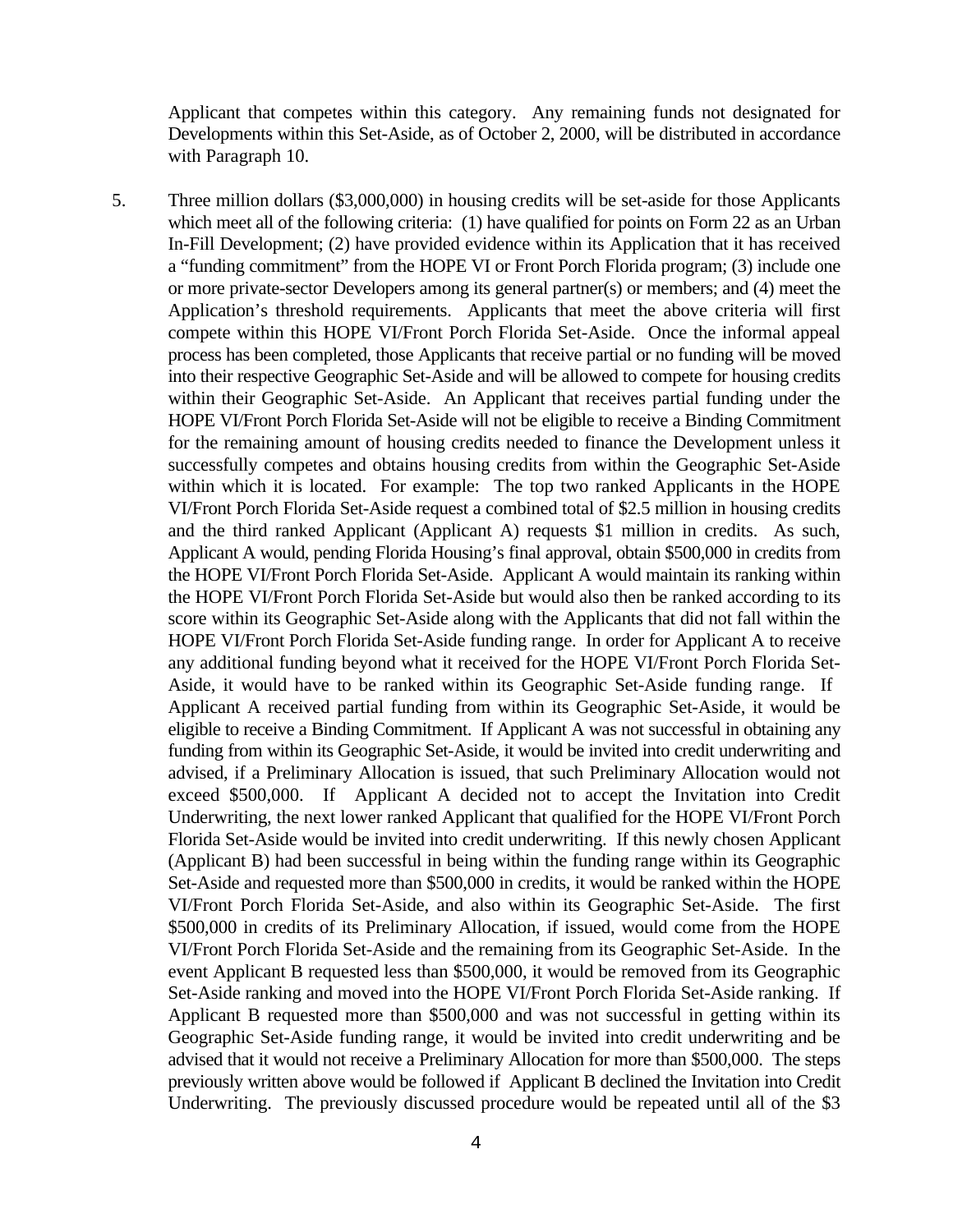Applicant that competes within this category. Any remaining funds not designated for Developments within this Set-Aside, as of October 2, 2000, will be distributed in accordance with Paragraph 10.

5. Three million dollars ($3,000,000) in housing credits will be set-aside for those Applicants which meet all of the following criteria: (1) have qualified for points on Form 22 as an Urban In-Fill Development; (2) have provided evidence within its Application that it has received a "funding commitment" from the HOPE VI or Front Porch Florida program; (3) include one or more private-sector Developers among its general partner(s) or members; and (4) meet the Application's threshold requirements. Applicants that meet the above criteria will first compete within this HOPE VI/Front Porch Florida Set-Aside. Once the informal appeal process has been completed, those Applicants that receive partial or no funding will be moved into their respective Geographic Set-Aside and will be allowed to compete for housing credits within their Geographic Set-Aside. An Applicant that receives partial funding under the HOPE VI/Front Porch Florida Set-Aside will not be eligible to receive a Binding Commitment for the remaining amount of housing credits needed to finance the Development unless it successfully competes and obtains housing credits from within the Geographic Set-Aside within which it is located. For example: The top two ranked Applicants in the HOPE VI/Front Porch Florida Set-Aside request a combined total of $2.5 million in housing credits and the third ranked Applicant (Applicant A) requests $1 million in credits. As such, Applicant A would, pending Florida Housing's final approval, obtain $500,000 in credits from the HOPE VI/Front Porch Florida Set-Aside. Applicant A would maintain its ranking within the HOPE VI/Front Porch Florida Set-Aside but would also then be ranked according to its score within its Geographic Set-Aside along with the Applicants that did not fall within the HOPE VI/Front Porch Florida Set-Aside funding range. In order for Applicant A to receive any additional funding beyond what it received for the HOPE VI/Front Porch Florida Set-Aside, it would have to be ranked within its Geographic Set-Aside funding range. If Applicant A received partial funding from within its Geographic Set-Aside, it would be eligible to receive a Binding Commitment. If Applicant A was not successful in obtaining any funding from within its Geographic Set-Aside, it would be invited into credit underwriting and advised, if a Preliminary Allocation is issued, that such Preliminary Allocation would not exceed $500,000. If Applicant A decided not to accept the Invitation into Credit Underwriting, the next lower ranked Applicant that qualified for the HOPE VI/Front Porch Florida Set-Aside would be invited into credit underwriting. If this newly chosen Applicant (Applicant B) had been successful in being within the funding range within its Geographic Set-Aside and requested more than $500,000 in credits, it would be ranked within the HOPE VI/Front Porch Florida Set-Aside, and also within its Geographic Set-Aside. The first $500,000 in credits of its Preliminary Allocation, if issued, would come from the HOPE VI/Front Porch Florida Set-Aside and the remaining from its Geographic Set-Aside. In the event Applicant B requested less than $500,000, it would be removed from its Geographic Set-Aside ranking and moved into the HOPE VI/Front Porch Florida Set-Aside ranking. If Applicant B requested more than $500,000 and was not successful in getting within its Geographic Set-Aside funding range, it would be invited into credit underwriting and be advised that it would not receive a Preliminary Allocation for more than $500,000. The steps previously written above would be followed if Applicant B declined the Invitation into Credit Underwriting. The previously discussed procedure would be repeated until all of the $3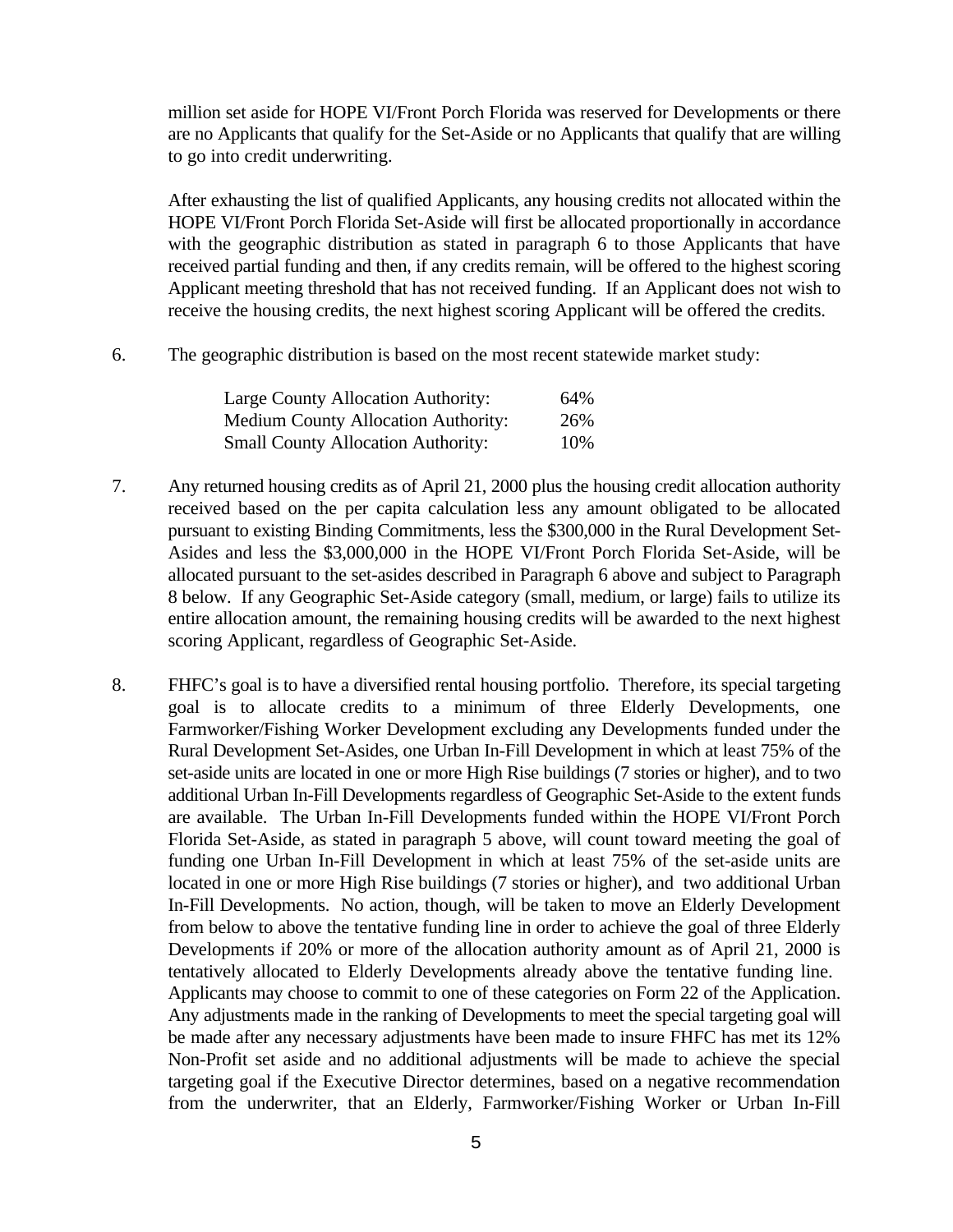million set aside for HOPE VI/Front Porch Florida was reserved for Developments or there are no Applicants that qualify for the Set-Aside or no Applicants that qualify that are willing to go into credit underwriting.

After exhausting the list of qualified Applicants, any housing credits not allocated within the HOPE VI/Front Porch Florida Set-Aside will first be allocated proportionally in accordance with the geographic distribution as stated in paragraph 6 to those Applicants that have received partial funding and then, if any credits remain, will be offered to the highest scoring Applicant meeting threshold that has not received funding. If an Applicant does not wish to receive the housing credits, the next highest scoring Applicant will be offered the credits.

6. The geographic distribution is based on the most recent statewide market study:

| | |
|---|---|
| Large County Allocation Authority: | 64% |
| Medium County Allocation Authority: | 26% |
| Small County Allocation Authority: | 10% |

7. Any returned housing credits as of April 21, 2000 plus the housing credit allocation authority received based on the per capita calculation less any amount obligated to be allocated pursuant to existing Binding Commitments, less the $300,000 in the Rural Development Set-Asides and less the $3,000,000 in the HOPE VI/Front Porch Florida Set-Aside, will be allocated pursuant to the set-asides described in Paragraph 6 above and subject to Paragraph 8 below. If any Geographic Set-Aside category (small, medium, or large) fails to utilize its entire allocation amount, the remaining housing credits will be awarded to the next highest scoring Applicant, regardless of Geographic Set-Aside.

8. FHFC's goal is to have a diversified rental housing portfolio. Therefore, its special targeting goal is to allocate credits to a minimum of three Elderly Developments, one Farmworker/Fishing Worker Development excluding any Developments funded under the Rural Development Set-Asides, one Urban In-Fill Development in which at least 75% of the set-aside units are located in one or more High Rise buildings (7 stories or higher), and to two additional Urban In-Fill Developments regardless of Geographic Set-Aside to the extent funds are available. The Urban In-Fill Developments funded within the HOPE VI/Front Porch Florida Set-Aside, as stated in paragraph 5 above, will count toward meeting the goal of funding one Urban In-Fill Development in which at least 75% of the set-aside units are located in one or more High Rise buildings (7 stories or higher), and two additional Urban In-Fill Developments. No action, though, will be taken to move an Elderly Development from below to above the tentative funding line in order to achieve the goal of three Elderly Developments if 20% or more of the allocation authority amount as of April 21, 2000 is tentatively allocated to Elderly Developments already above the tentative funding line. Applicants may choose to commit to one of these categories on Form 22 of the Application. Any adjustments made in the ranking of Developments to meet the special targeting goal will be made after any necessary adjustments have been made to insure FHFC has met its 12% Non-Profit set aside and no additional adjustments will be made to achieve the special targeting goal if the Executive Director determines, based on a negative recommendation from the underwriter, that an Elderly, Farmworker/Fishing Worker or Urban In-Fill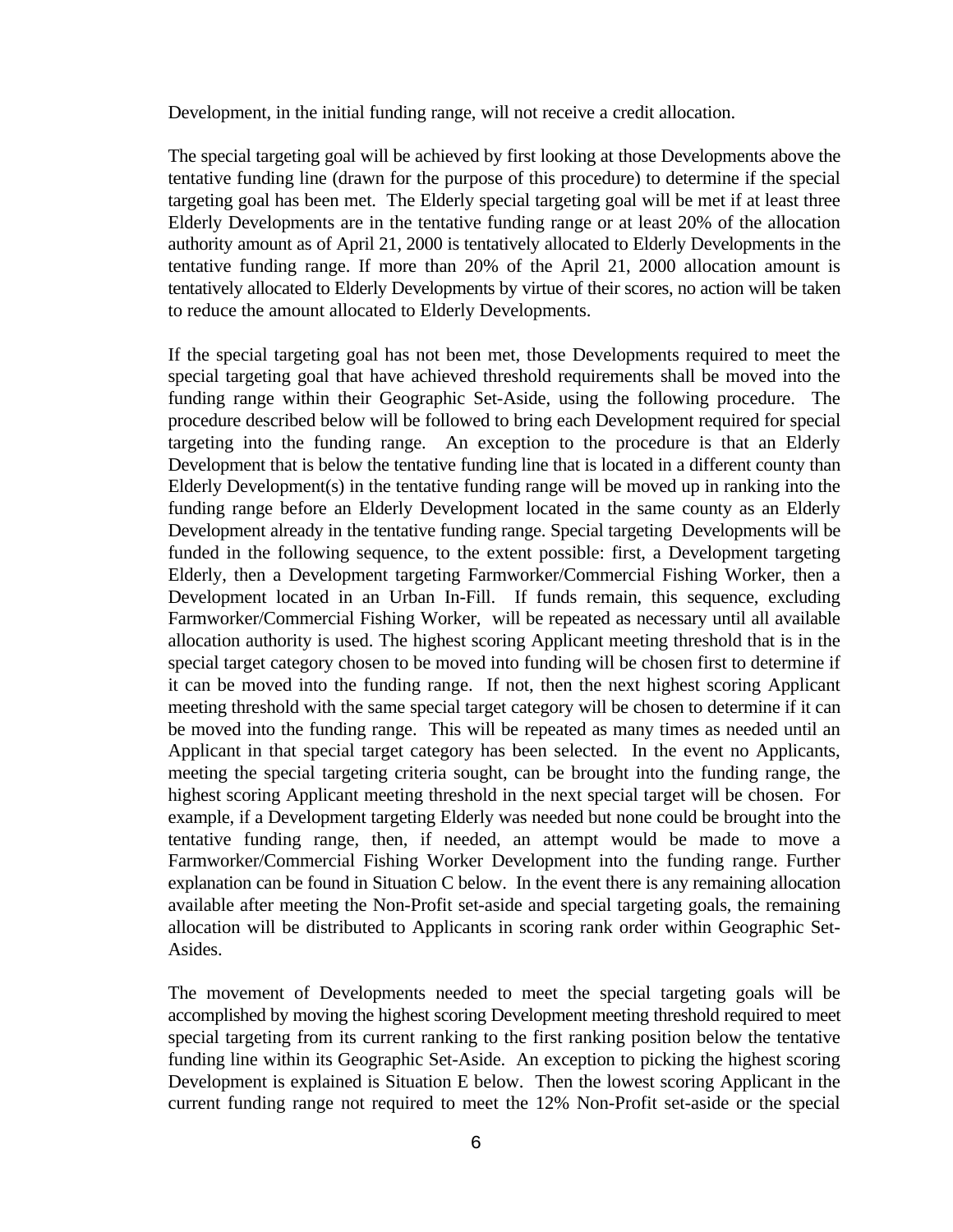Development, in the initial funding range, will not receive a credit allocation.

The special targeting goal will be achieved by first looking at those Developments above the tentative funding line (drawn for the purpose of this procedure) to determine if the special targeting goal has been met. The Elderly special targeting goal will be met if at least three Elderly Developments are in the tentative funding range or at least 20% of the allocation authority amount as of April 21, 2000 is tentatively allocated to Elderly Developments in the tentative funding range. If more than 20% of the April 21, 2000 allocation amount is tentatively allocated to Elderly Developments by virtue of their scores, no action will be taken to reduce the amount allocated to Elderly Developments.

If the special targeting goal has not been met, those Developments required to meet the special targeting goal that have achieved threshold requirements shall be moved into the funding range within their Geographic Set-Aside, using the following procedure. The procedure described below will be followed to bring each Development required for special targeting into the funding range. An exception to the procedure is that an Elderly Development that is below the tentative funding line that is located in a different county than Elderly Development(s) in the tentative funding range will be moved up in ranking into the funding range before an Elderly Development located in the same county as an Elderly Development already in the tentative funding range. Special targeting Developments will be funded in the following sequence, to the extent possible: first, a Development targeting Elderly, then a Development targeting Farmworker/Commercial Fishing Worker, then a Development located in an Urban In-Fill. If funds remain, this sequence, excluding Farmworker/Commercial Fishing Worker, will be repeated as necessary until all available allocation authority is used. The highest scoring Applicant meeting threshold that is in the special target category chosen to be moved into funding will be chosen first to determine if it can be moved into the funding range. If not, then the next highest scoring Applicant meeting threshold with the same special target category will be chosen to determine if it can be moved into the funding range. This will be repeated as many times as needed until an Applicant in that special target category has been selected. In the event no Applicants, meeting the special targeting criteria sought, can be brought into the funding range, the highest scoring Applicant meeting threshold in the next special target will be chosen. For example, if a Development targeting Elderly was needed but none could be brought into the tentative funding range, then, if needed, an attempt would be made to move a Farmworker/Commercial Fishing Worker Development into the funding range. Further explanation can be found in Situation C below. In the event there is any remaining allocation available after meeting the Non-Profit set-aside and special targeting goals, the remaining allocation will be distributed to Applicants in scoring rank order within Geographic Set-Asides.

The movement of Developments needed to meet the special targeting goals will be accomplished by moving the highest scoring Development meeting threshold required to meet special targeting from its current ranking to the first ranking position below the tentative funding line within its Geographic Set-Aside. An exception to picking the highest scoring Development is explained is Situation E below. Then the lowest scoring Applicant in the current funding range not required to meet the 12% Non-Profit set-aside or the special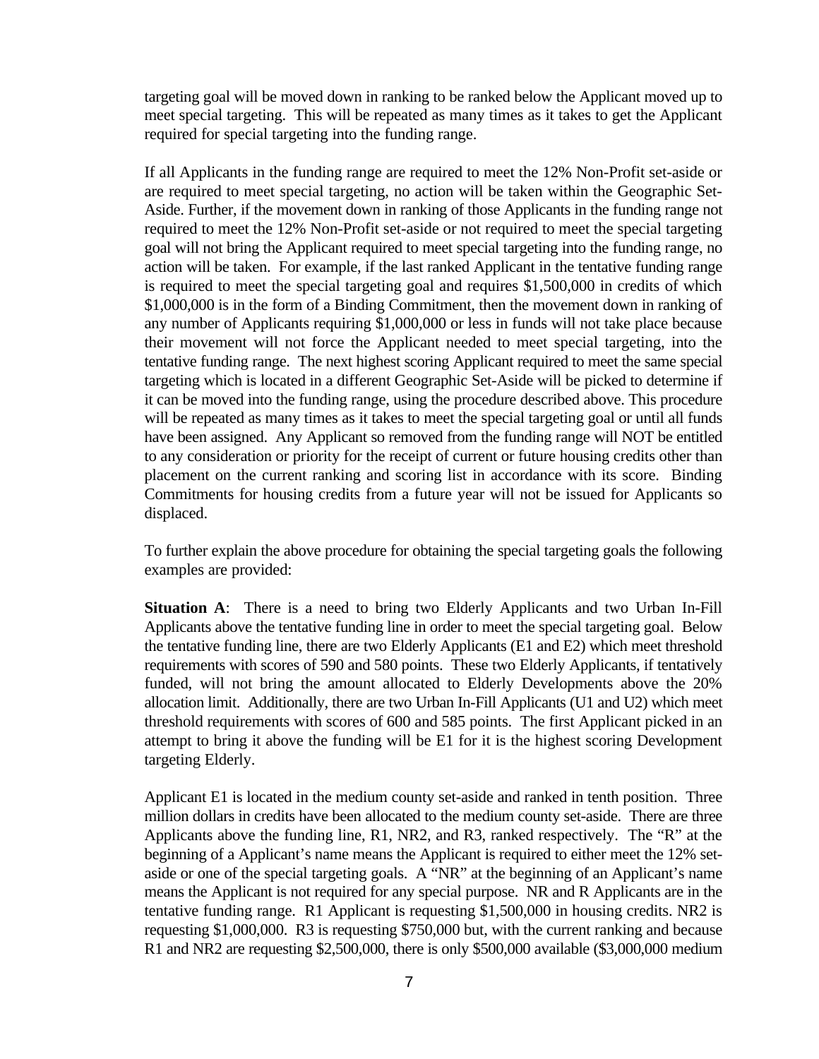targeting goal will be moved down in ranking to be ranked below the Applicant moved up to meet special targeting. This will be repeated as many times as it takes to get the Applicant required for special targeting into the funding range.

If all Applicants in the funding range are required to meet the 12% Non-Profit set-aside or are required to meet special targeting, no action will be taken within the Geographic Set-Aside. Further, if the movement down in ranking of those Applicants in the funding range not required to meet the 12% Non-Profit set-aside or not required to meet the special targeting goal will not bring the Applicant required to meet special targeting into the funding range, no action will be taken. For example, if the last ranked Applicant in the tentative funding range is required to meet the special targeting goal and requires $1,500,000 in credits of which $1,000,000 is in the form of a Binding Commitment, then the movement down in ranking of any number of Applicants requiring $1,000,000 or less in funds will not take place because their movement will not force the Applicant needed to meet special targeting, into the tentative funding range. The next highest scoring Applicant required to meet the same special targeting which is located in a different Geographic Set-Aside will be picked to determine if it can be moved into the funding range, using the procedure described above. This procedure will be repeated as many times as it takes to meet the special targeting goal or until all funds have been assigned. Any Applicant so removed from the funding range will NOT be entitled to any consideration or priority for the receipt of current or future housing credits other than placement on the current ranking and scoring list in accordance with its score. Binding Commitments for housing credits from a future year will not be issued for Applicants so displaced.

To further explain the above procedure for obtaining the special targeting goals the following examples are provided:

**Situation A**: There is a need to bring two Elderly Applicants and two Urban In-Fill Applicants above the tentative funding line in order to meet the special targeting goal. Below the tentative funding line, there are two Elderly Applicants (E1 and E2) which meet threshold requirements with scores of 590 and 580 points. These two Elderly Applicants, if tentatively funded, will not bring the amount allocated to Elderly Developments above the 20% allocation limit. Additionally, there are two Urban In-Fill Applicants (U1 and U2) which meet threshold requirements with scores of 600 and 585 points. The first Applicant picked in an attempt to bring it above the funding will be E1 for it is the highest scoring Development targeting Elderly.

Applicant E1 is located in the medium county set-aside and ranked in tenth position. Three million dollars in credits have been allocated to the medium county set-aside. There are three Applicants above the funding line, R1, NR2, and R3, ranked respectively. The "R" at the beginning of a Applicant's name means the Applicant is required to either meet the 12% set-aside or one of the special targeting goals. A "NR" at the beginning of an Applicant's name means the Applicant is not required for any special purpose. NR and R Applicants are in the tentative funding range. R1 Applicant is requesting $1,500,000 in housing credits. NR2 is requesting $1,000,000. R3 is requesting $750,000 but, with the current ranking and because R1 and NR2 are requesting $2,500,000, there is only $500,000 available ($3,000,000 medium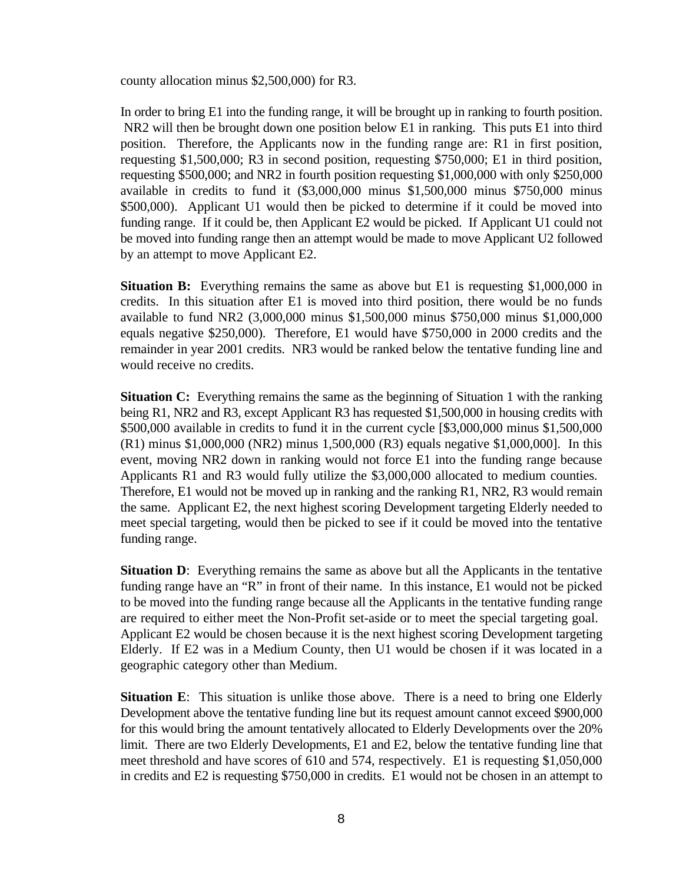county allocation minus $2,500,000) for R3.

In order to bring E1 into the funding range, it will be brought up in ranking to fourth position. NR2 will then be brought down one position below E1 in ranking. This puts E1 into third position. Therefore, the Applicants now in the funding range are: R1 in first position, requesting $1,500,000; R3 in second position, requesting $750,000; E1 in third position, requesting $500,000; and NR2 in fourth position requesting $1,000,000 with only $250,000 available in credits to fund it ($3,000,000 minus $1,500,000 minus $750,000 minus $500,000). Applicant U1 would then be picked to determine if it could be moved into funding range. If it could be, then Applicant E2 would be picked. If Applicant U1 could not be moved into funding range then an attempt would be made to move Applicant U2 followed by an attempt to move Applicant E2.

**Situation B:** Everything remains the same as above but E1 is requesting $1,000,000 in credits. In this situation after E1 is moved into third position, there would be no funds available to fund NR2 (3,000,000 minus $1,500,000 minus $750,000 minus $1,000,000 equals negative $250,000). Therefore, E1 would have $750,000 in 2000 credits and the remainder in year 2001 credits. NR3 would be ranked below the tentative funding line and would receive no credits.

**Situation C:** Everything remains the same as the beginning of Situation 1 with the ranking being R1, NR2 and R3, except Applicant R3 has requested $1,500,000 in housing credits with $500,000 available in credits to fund it in the current cycle [$3,000,000 minus $1,500,000 (R1) minus $1,000,000 (NR2) minus 1,500,000 (R3) equals negative $1,000,000]. In this event, moving NR2 down in ranking would not force E1 into the funding range because Applicants R1 and R3 would fully utilize the $3,000,000 allocated to medium counties. Therefore, E1 would not be moved up in ranking and the ranking R1, NR2, R3 would remain the same. Applicant E2, the next highest scoring Development targeting Elderly needed to meet special targeting, would then be picked to see if it could be moved into the tentative funding range.

**Situation D**: Everything remains the same as above but all the Applicants in the tentative funding range have an "R" in front of their name. In this instance, E1 would not be picked to be moved into the funding range because all the Applicants in the tentative funding range are required to either meet the Non-Profit set-aside or to meet the special targeting goal. Applicant E2 would be chosen because it is the next highest scoring Development targeting Elderly. If E2 was in a Medium County, then U1 would be chosen if it was located in a geographic category other than Medium.

**Situation E**: This situation is unlike those above. There is a need to bring one Elderly Development above the tentative funding line but its request amount cannot exceed $900,000 for this would bring the amount tentatively allocated to Elderly Developments over the 20% limit. There are two Elderly Developments, E1 and E2, below the tentative funding line that meet threshold and have scores of 610 and 574, respectively. E1 is requesting $1,050,000 in credits and E2 is requesting $750,000 in credits. E1 would not be chosen in an attempt to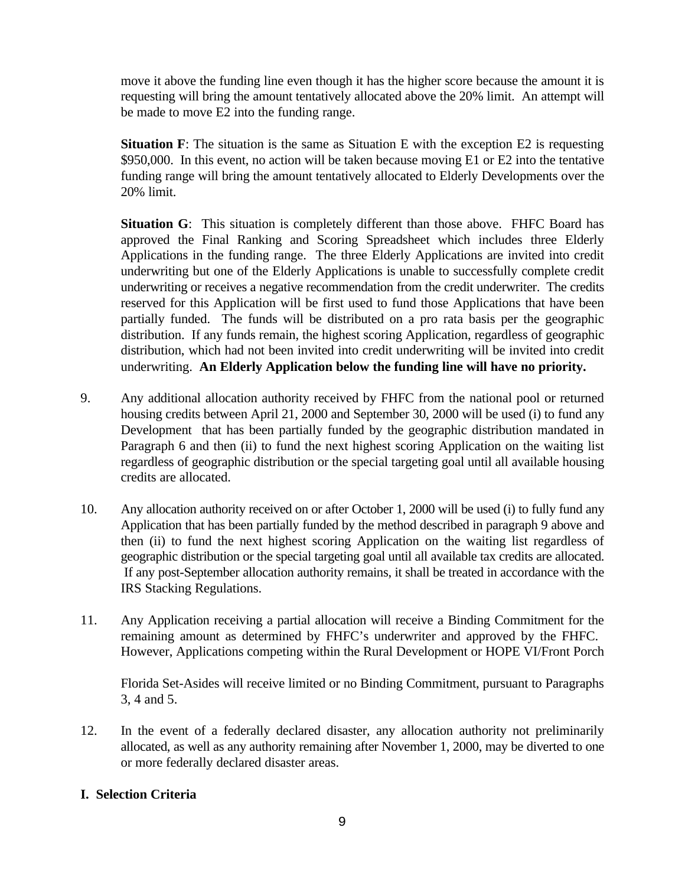move it above the funding line even though it has the higher score because the amount it is requesting will bring the amount tentatively allocated above the 20% limit. An attempt will be made to move E2 into the funding range.

**Situation F**: The situation is the same as Situation E with the exception E2 is requesting $950,000. In this event, no action will be taken because moving E1 or E2 into the tentative funding range will bring the amount tentatively allocated to Elderly Developments over the 20% limit.

**Situation G**: This situation is completely different than those above. FHFC Board has approved the Final Ranking and Scoring Spreadsheet which includes three Elderly Applications in the funding range. The three Elderly Applications are invited into credit underwriting but one of the Elderly Applications is unable to successfully complete credit underwriting or receives a negative recommendation from the credit underwriter. The credits reserved for this Application will be first used to fund those Applications that have been partially funded. The funds will be distributed on a pro rata basis per the geographic distribution. If any funds remain, the highest scoring Application, regardless of geographic distribution, which had not been invited into credit underwriting will be invited into credit underwriting. **An Elderly Application below the funding line will have no priority.**

9. Any additional allocation authority received by FHFC from the national pool or returned housing credits between April 21, 2000 and September 30, 2000 will be used (i) to fund any Development that has been partially funded by the geographic distribution mandated in Paragraph 6 and then (ii) to fund the next highest scoring Application on the waiting list regardless of geographic distribution or the special targeting goal until all available housing credits are allocated.

10. Any allocation authority received on or after October 1, 2000 will be used (i) to fully fund any Application that has been partially funded by the method described in paragraph 9 above and then (ii) to fund the next highest scoring Application on the waiting list regardless of geographic distribution or the special targeting goal until all available tax credits are allocated. If any post-September allocation authority remains, it shall be treated in accordance with the IRS Stacking Regulations.

11. Any Application receiving a partial allocation will receive a Binding Commitment for the remaining amount as determined by FHFC's underwriter and approved by the FHFC. However, Applications competing within the Rural Development or HOPE VI/Front Porch Florida Set-Asides will receive limited or no Binding Commitment, pursuant to Paragraphs 3, 4 and 5.

12. In the event of a federally declared disaster, any allocation authority not preliminarily allocated, as well as any authority remaining after November 1, 2000, may be diverted to one or more federally declared disaster areas.

## I. Selection Criteria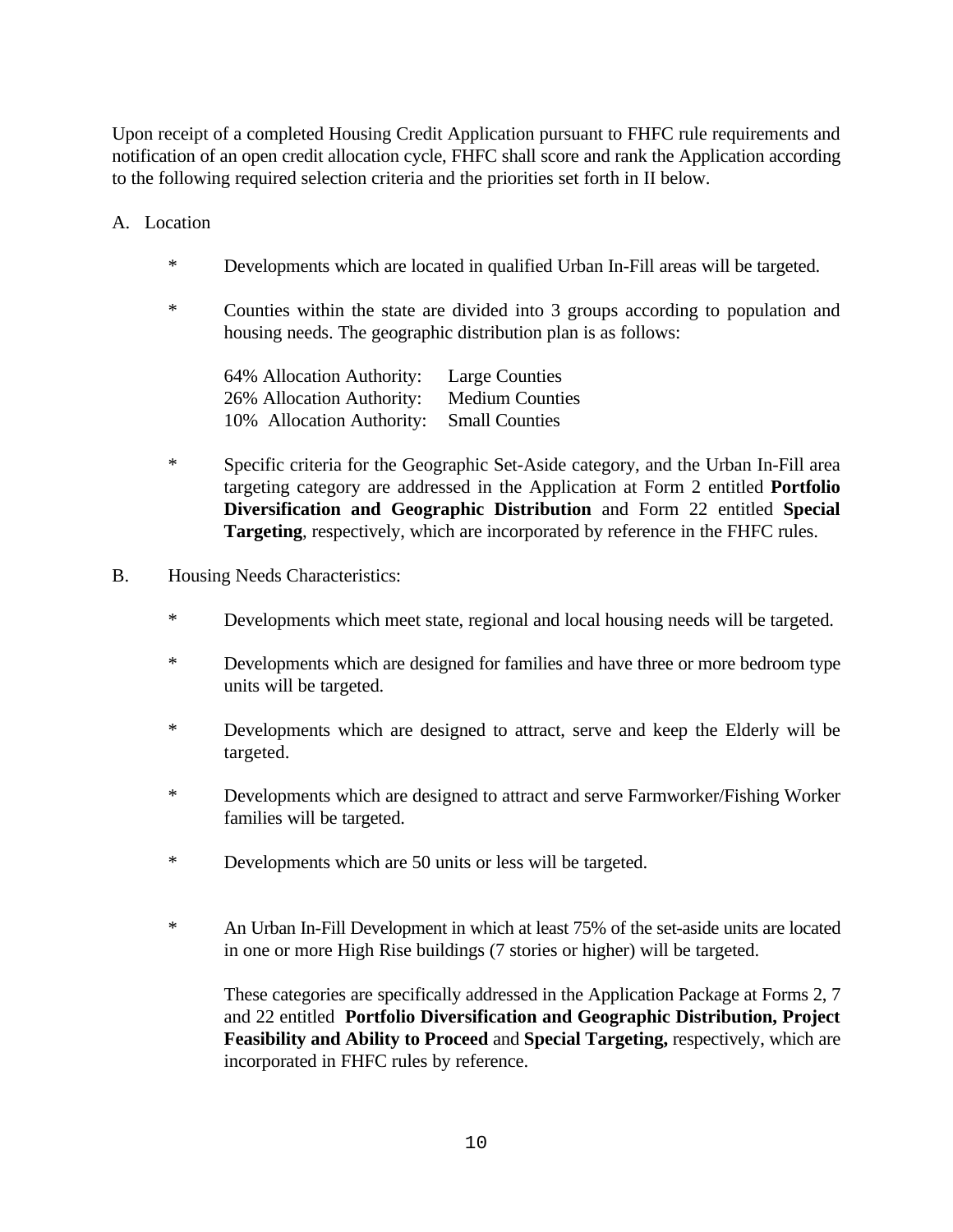Upon receipt of a completed Housing Credit Application pursuant to FHFC rule requirements and notification of an open credit allocation cycle, FHFC shall score and rank the Application according to the following required selection criteria and the priorities set forth in II below.

A. Location

- Developments which are located in qualified Urban In-Fill areas will be targeted.

- Counties within the state are divided into 3 groups according to population and housing needs. The geographic distribution plan is as follows:

  | | |
  |---|---|
  | 64% Allocation Authority: | Large Counties |
  | 26% Allocation Authority: | Medium Counties |
  | 10% Allocation Authority: | Small Counties |

- Specific criteria for the Geographic Set-Aside category, and the Urban In-Fill area targeting category are addressed in the Application at Form 2 entitled **Portfolio Diversification and Geographic Distribution** and Form 22 entitled **Special Targeting**, respectively, which are incorporated by reference in the FHFC rules.

B. Housing Needs Characteristics:

- Developments which meet state, regional and local housing needs will be targeted.

- Developments which are designed for families and have three or more bedroom type units will be targeted.

- Developments which are designed to attract, serve and keep the Elderly will be targeted.

- Developments which are designed to attract and serve Farmworker/Fishing Worker families will be targeted.

- Developments which are 50 units or less will be targeted.

- An Urban In-Fill Development in which at least 75% of the set-aside units are located in one or more High Rise buildings (7 stories or higher) will be targeted.

  These categories are specifically addressed in the Application Package at Forms 2, 7 and 22 entitled **Portfolio Diversification and Geographic Distribution, Project Feasibility and Ability to Proceed** and **Special Targeting,** respectively, which are incorporated in FHFC rules by reference.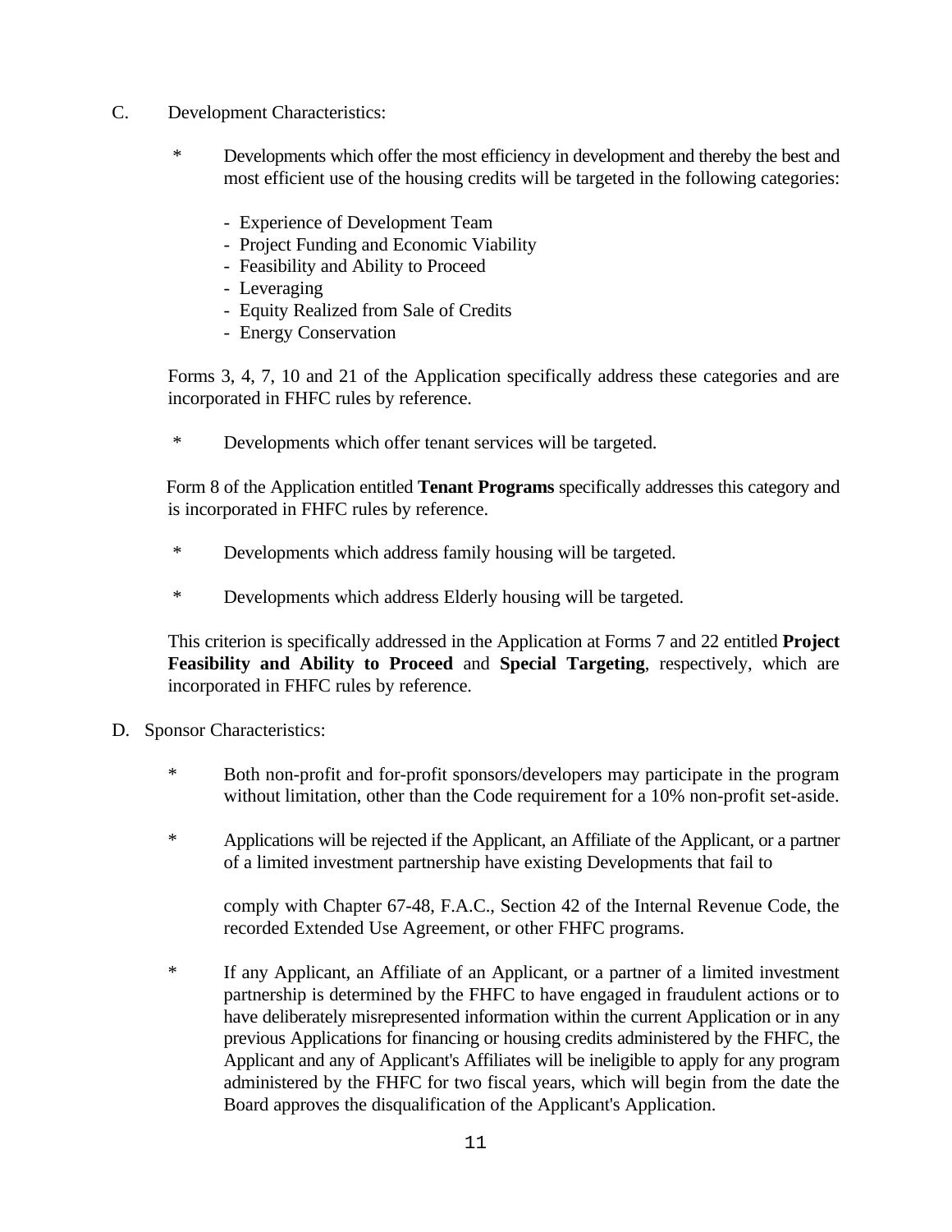C. Development Characteristics:

* Developments which offer the most efficiency in development and thereby the best and most efficient use of the housing credits will be targeted in the following categories:

  - Experience of Development Team
  - Project Funding and Economic Viability
  - Feasibility and Ability to Proceed
  - Leveraging
  - Equity Realized from Sale of Credits
  - Energy Conservation

Forms 3, 4, 7, 10 and 21 of the Application specifically address these categories and are incorporated in FHFC rules by reference.

* Developments which offer tenant services will be targeted.

Form 8 of the Application entitled **Tenant Programs** specifically addresses this category and is incorporated in FHFC rules by reference.

* Developments which address family housing will be targeted.

* Developments which address Elderly housing will be targeted.

This criterion is specifically addressed in the Application at Forms 7 and 22 entitled **Project Feasibility and Ability to Proceed** and **Special Targeting**, respectively, which are incorporated in FHFC rules by reference.

D. Sponsor Characteristics:

* Both non-profit and for-profit sponsors/developers may participate in the program without limitation, other than the Code requirement for a 10% non-profit set-aside.

* Applications will be rejected if the Applicant, an Affiliate of the Applicant, or a partner of a limited investment partnership have existing Developments that fail to comply with Chapter 67-48, F.A.C., Section 42 of the Internal Revenue Code, the recorded Extended Use Agreement, or other FHFC programs.

* If any Applicant, an Affiliate of an Applicant, or a partner of a limited investment partnership is determined by the FHFC to have engaged in fraudulent actions or to have deliberately misrepresented information within the current Application or in any previous Applications for financing or housing credits administered by the FHFC, the Applicant and any of Applicant's Affiliates will be ineligible to apply for any program administered by the FHFC for two fiscal years, which will begin from the date the Board approves the disqualification of the Applicant's Application.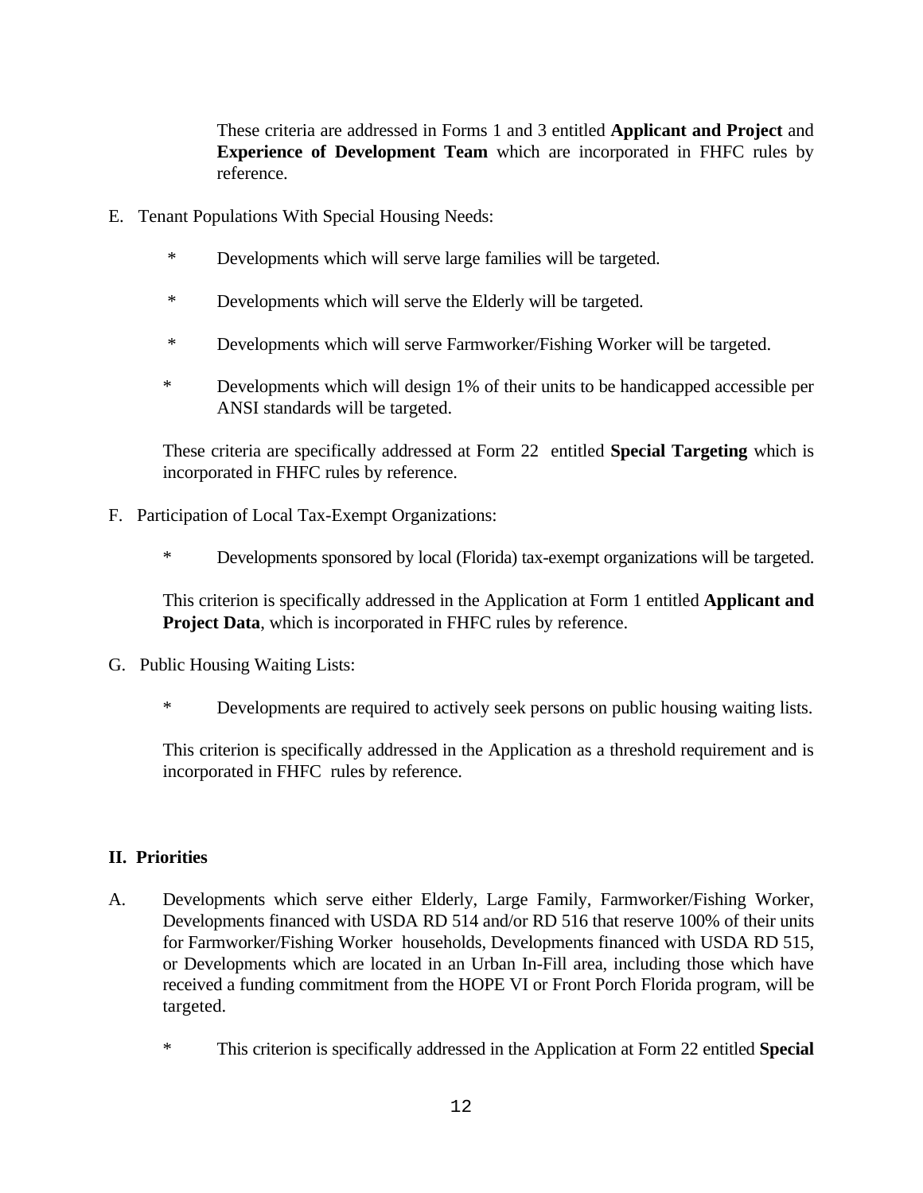These criteria are addressed in Forms 1 and 3 entitled **Applicant and Project** and **Experience of Development Team** which are incorporated in FHFC rules by reference.

E. Tenant Populations With Special Housing Needs:

* Developments which will serve large families will be targeted.

* Developments which will serve the Elderly will be targeted.

* Developments which will serve Farmworker/Fishing Worker will be targeted.

* Developments which will design 1% of their units to be handicapped accessible per ANSI standards will be targeted.

These criteria are specifically addressed at Form 22 entitled **Special Targeting** which is incorporated in FHFC rules by reference.

F. Participation of Local Tax-Exempt Organizations:

* Developments sponsored by local (Florida) tax-exempt organizations will be targeted.

This criterion is specifically addressed in the Application at Form 1 entitled **Applicant and Project Data**, which is incorporated in FHFC rules by reference.

G. Public Housing Waiting Lists:

* Developments are required to actively seek persons on public housing waiting lists.

This criterion is specifically addressed in the Application as a threshold requirement and is incorporated in FHFC rules by reference.

## II. Priorities

A. Developments which serve either Elderly, Large Family, Farmworker/Fishing Worker, Developments financed with USDA RD 514 and/or RD 516 that reserve 100% of their units for Farmworker/Fishing Worker households, Developments financed with USDA RD 515, or Developments which are located in an Urban In-Fill area, including those which have received a funding commitment from the HOPE VI or Front Porch Florida program, will be targeted.

* This criterion is specifically addressed in the Application at Form 22 entitled **Special**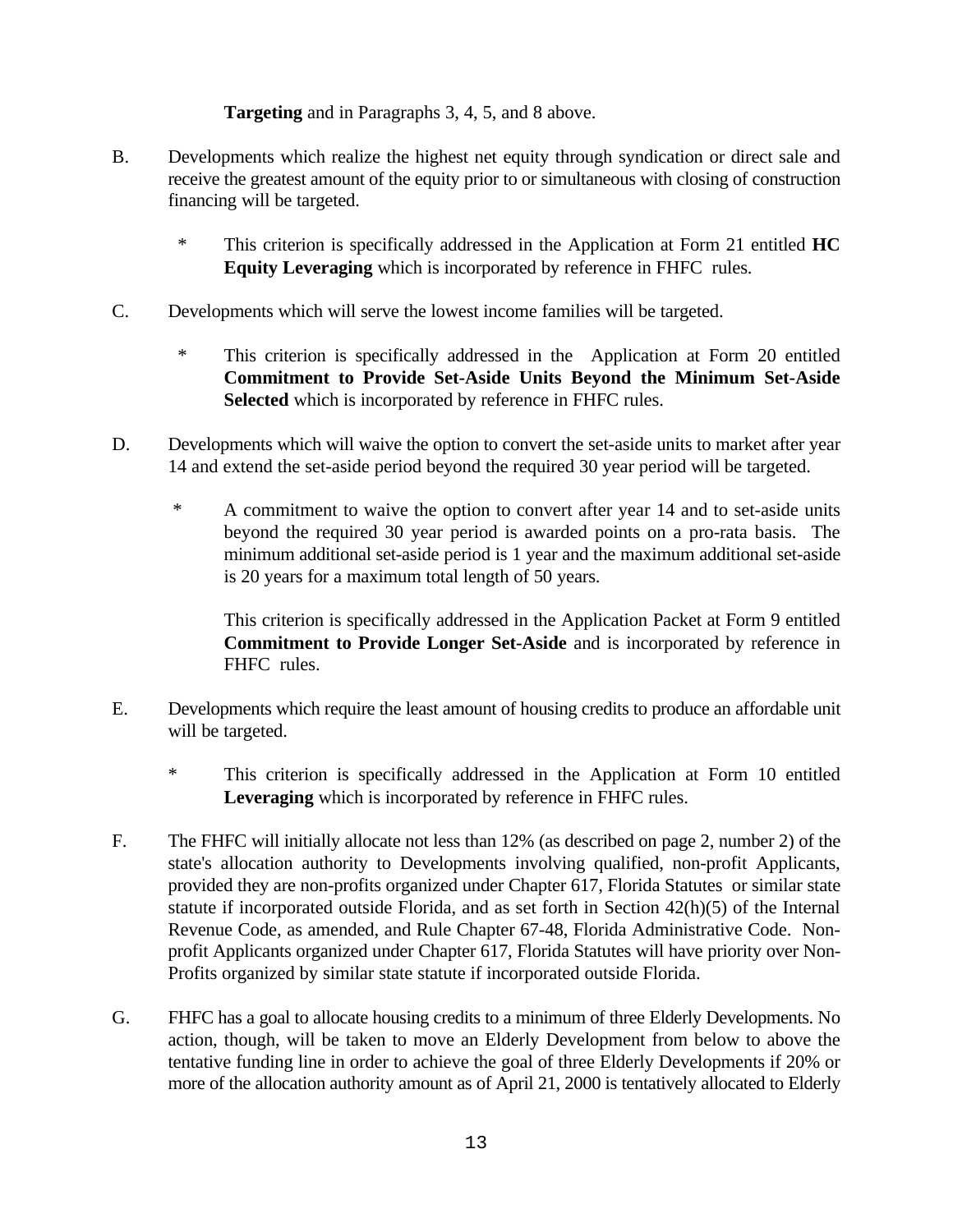**Targeting** and in Paragraphs 3, 4, 5, and 8 above.

B. Developments which realize the highest net equity through syndication or direct sale and receive the greatest amount of the equity prior to or simultaneous with closing of construction financing will be targeted.

   * This criterion is specifically addressed in the Application at Form 21 entitled **HC Equity Leveraging** which is incorporated by reference in FHFC rules.

C. Developments which will serve the lowest income families will be targeted.

   * This criterion is specifically addressed in the Application at Form 20 entitled **Commitment to Provide Set-Aside Units Beyond the Minimum Set-Aside Selected** which is incorporated by reference in FHFC rules.

D. Developments which will waive the option to convert the set-aside units to market after year 14 and extend the set-aside period beyond the required 30 year period will be targeted.

   * A commitment to waive the option to convert after year 14 and to set-aside units beyond the required 30 year period is awarded points on a pro-rata basis. The minimum additional set-aside period is 1 year and the maximum additional set-aside is 20 years for a maximum total length of 50 years.

   This criterion is specifically addressed in the Application Packet at Form 9 entitled **Commitment to Provide Longer Set-Aside** and is incorporated by reference in FHFC rules.

E. Developments which require the least amount of housing credits to produce an affordable unit will be targeted.

   * This criterion is specifically addressed in the Application at Form 10 entitled **Leveraging** which is incorporated by reference in FHFC rules.

F. The FHFC will initially allocate not less than 12% (as described on page 2, number 2) of the state's allocation authority to Developments involving qualified, non-profit Applicants, provided they are non-profits organized under Chapter 617, Florida Statutes or similar state statute if incorporated outside Florida, and as set forth in Section 42(h)(5) of the Internal Revenue Code, as amended, and Rule Chapter 67-48, Florida Administrative Code. Non-profit Applicants organized under Chapter 617, Florida Statutes will have priority over Non-Profits organized by similar state statute if incorporated outside Florida.

G. FHFC has a goal to allocate housing credits to a minimum of three Elderly Developments. No action, though, will be taken to move an Elderly Development from below to above the tentative funding line in order to achieve the goal of three Elderly Developments if 20% or more of the allocation authority amount as of April 21, 2000 is tentatively allocated to Elderly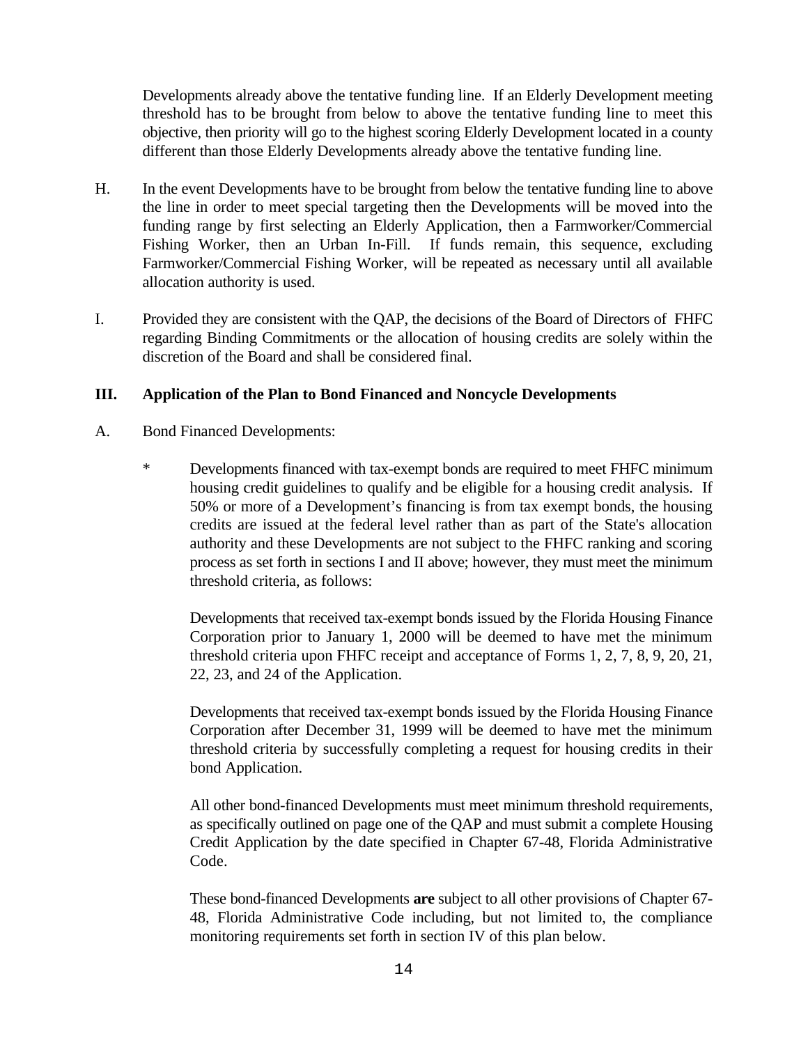Developments already above the tentative funding line. If an Elderly Development meeting threshold has to be brought from below to above the tentative funding line to meet this objective, then priority will go to the highest scoring Elderly Development located in a county different than those Elderly Developments already above the tentative funding line.

H. In the event Developments have to be brought from below the tentative funding line to above the line in order to meet special targeting then the Developments will be moved into the funding range by first selecting an Elderly Application, then a Farmworker/Commercial Fishing Worker, then an Urban In-Fill. If funds remain, this sequence, excluding Farmworker/Commercial Fishing Worker, will be repeated as necessary until all available allocation authority is used.

I. Provided they are consistent with the QAP, the decisions of the Board of Directors of FHFC regarding Binding Commitments or the allocation of housing credits are solely within the discretion of the Board and shall be considered final.

## III. Application of the Plan to Bond Financed and Noncycle Developments

A. Bond Financed Developments:

\* Developments financed with tax-exempt bonds are required to meet FHFC minimum housing credit guidelines to qualify and be eligible for a housing credit analysis. If 50% or more of a Development's financing is from tax exempt bonds, the housing credits are issued at the federal level rather than as part of the State's allocation authority and these Developments are not subject to the FHFC ranking and scoring process as set forth in sections I and II above; however, they must meet the minimum threshold criteria, as follows:

Developments that received tax-exempt bonds issued by the Florida Housing Finance Corporation prior to January 1, 2000 will be deemed to have met the minimum threshold criteria upon FHFC receipt and acceptance of Forms 1, 2, 7, 8, 9, 20, 21, 22, 23, and 24 of the Application.

Developments that received tax-exempt bonds issued by the Florida Housing Finance Corporation after December 31, 1999 will be deemed to have met the minimum threshold criteria by successfully completing a request for housing credits in their bond Application.

All other bond-financed Developments must meet minimum threshold requirements, as specifically outlined on page one of the QAP and must submit a complete Housing Credit Application by the date specified in Chapter 67-48, Florida Administrative Code.

These bond-financed Developments **are** subject to all other provisions of Chapter 67-48, Florida Administrative Code including, but not limited to, the compliance monitoring requirements set forth in section IV of this plan below.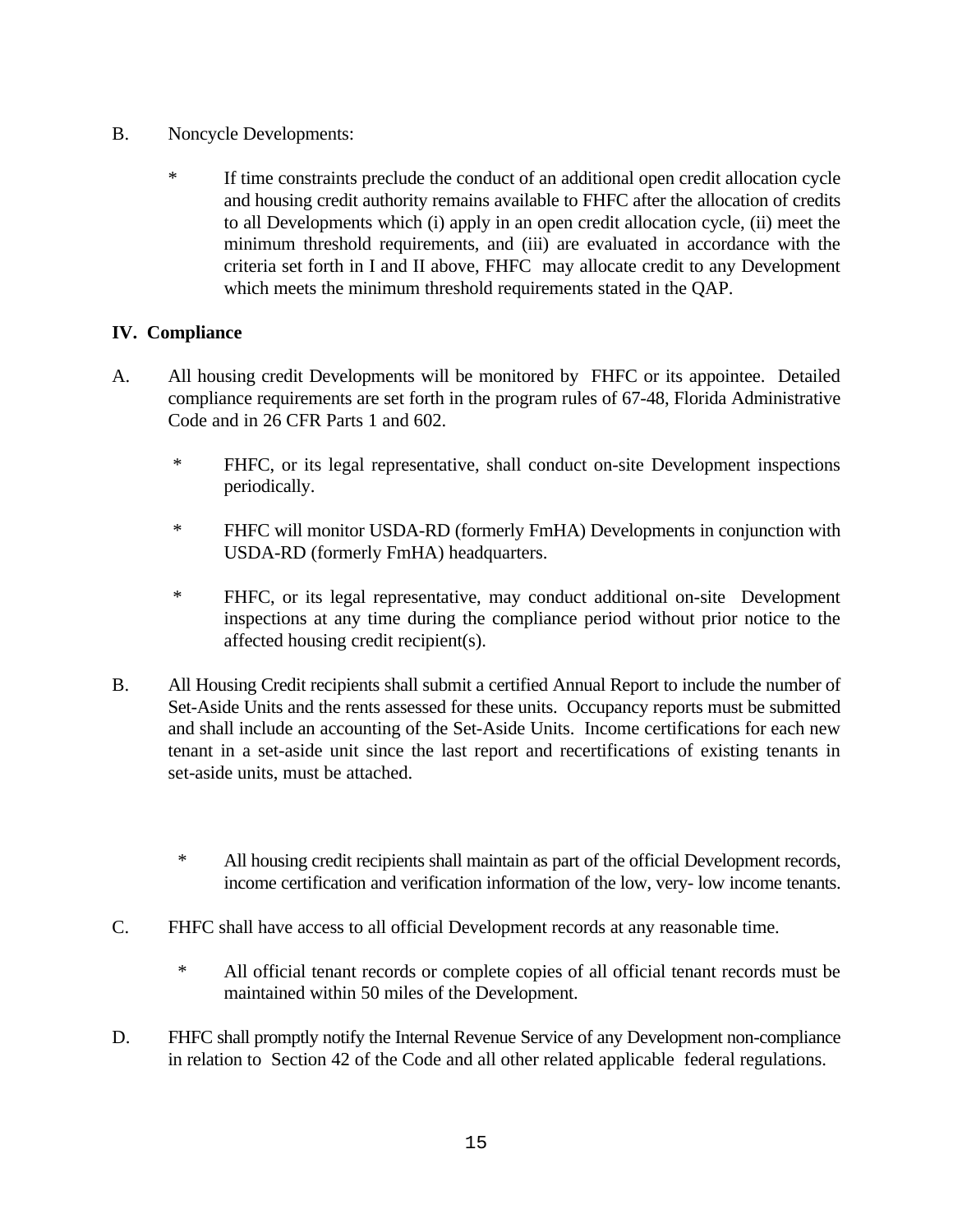B. Noncycle Developments:

- If time constraints preclude the conduct of an additional open credit allocation cycle and housing credit authority remains available to FHFC after the allocation of credits to all Developments which (i) apply in an open credit allocation cycle, (ii) meet the minimum threshold requirements, and (iii) are evaluated in accordance with the criteria set forth in I and II above, FHFC may allocate credit to any Development which meets the minimum threshold requirements stated in the QAP.

## IV. Compliance

A. All housing credit Developments will be monitored by FHFC or its appointee. Detailed compliance requirements are set forth in the program rules of 67-48, Florida Administrative Code and in 26 CFR Parts 1 and 602.

- FHFC, or its legal representative, shall conduct on-site Development inspections periodically.
- FHFC will monitor USDA-RD (formerly FmHA) Developments in conjunction with USDA-RD (formerly FmHA) headquarters.
- FHFC, or its legal representative, may conduct additional on-site Development inspections at any time during the compliance period without prior notice to the affected housing credit recipient(s).

B. All Housing Credit recipients shall submit a certified Annual Report to include the number of Set-Aside Units and the rents assessed for these units. Occupancy reports must be submitted and shall include an accounting of the Set-Aside Units. Income certifications for each new tenant in a set-aside unit since the last report and recertifications of existing tenants in set-aside units, must be attached.

- All housing credit recipients shall maintain as part of the official Development records, income certification and verification information of the low, very- low income tenants.

C. FHFC shall have access to all official Development records at any reasonable time.

- All official tenant records or complete copies of all official tenant records must be maintained within 50 miles of the Development.

D. FHFC shall promptly notify the Internal Revenue Service of any Development non-compliance in relation to Section 42 of the Code and all other related applicable federal regulations.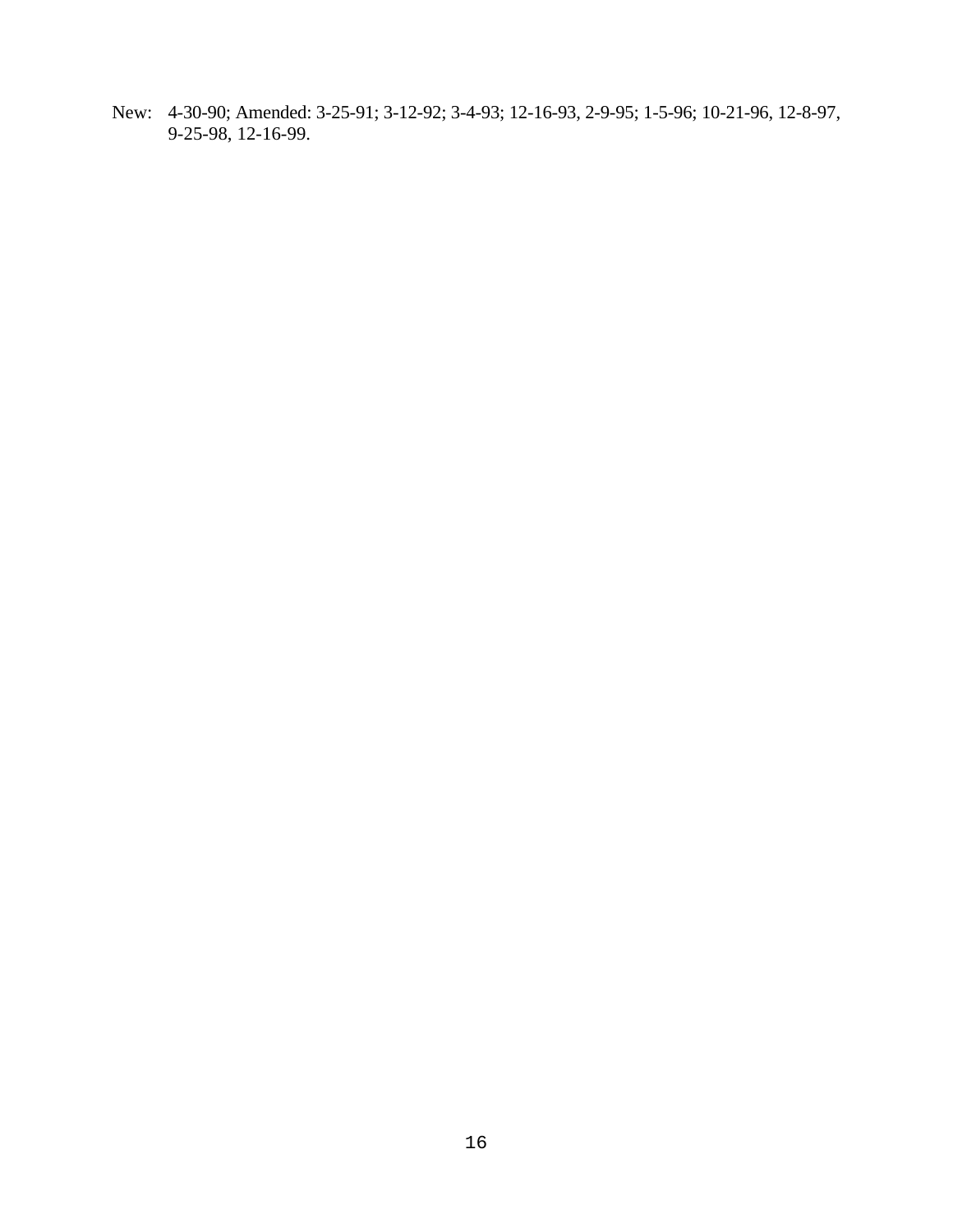New: 4-30-90; Amended: 3-25-91; 3-12-92; 3-4-93; 12-16-93, 2-9-95; 1-5-96; 10-21-96, 12-8-97, 9-25-98, 12-16-99.